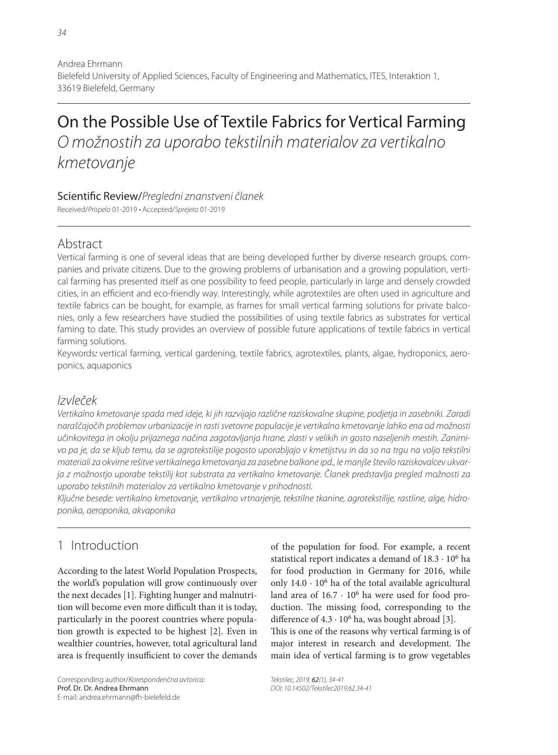Andrea Ehrmann
Bielefeld University of Applied Sciences, Faculty of Engineering and Mathematics, ITES, Interaktion 1, 33619 Bielefeld, Germany

# On the Possible Use of Textile Fabrics for Vertical Farming

*O možnostih za uporabo tekstilnih materialov za vertikalno kmetovanje*

**Scientific Review**/*Pregledni znanstveni članek*

Received/*Prispelo* 01-2019 • Accepted/*Sprejeto* 01-2019

## Abstract

Vertical farming is one of several ideas that are being developed further by diverse research groups, companies and private citizens. Due to the growing problems of urbanisation and a growing population, vertical farming has presented itself as one possibility to feed people, particularly in large and densely crowded cities, in an efficient and eco-friendly way. Interestingly, while agrotextiles are often used in agriculture and textile fabrics can be bought, for example, as frames for small vertical farming solutions for private balconies, only a few researchers have studied the possibilities of using textile fabrics as substrates for vertical faming to date. This study provides an overview of possible future applications of textile fabrics in vertical farming solutions.

Keywords*:* vertical farming, vertical gardening, textile fabrics, agrotextiles, plants, algae, hydroponics, aeroponics, aquaponics

## *Izvleček*

*Vertikalno kmetovanje spada med ideje, ki jih razvijajo različne raziskovalne skupine, podjetja in zasebniki. Zaradi naraščajočih problemov urbanizacije in rasti svetovne populacije je vertikalno kmetovanje lahko ena od možnosti učinkovitega in okolju prijaznega načina zagotavljanja hrane, zlasti v velikih in gosto naseljenih mestih. Zanimivo pa je, da se kljub temu, da se agrotekstilije pogosto uporabljajo v kmetijstvu in da so na trgu na voljo tekstilni materiali za okvirne rešitve vertikalnega kmetovanja za zasebne balkone ipd., le manjše število raziskovalcev ukvarja z možnostjo uporabe tekstilij kot substrata za vertikalno kmetovanje. Članek predstavlja pregled možnosti za uporabo tekstilnih materialov za vertikalno kmetovanje v prihodnosti.*

*Ključne besede: vertikalno kmetovanje, vertikalno vrtnarjenje, tekstilne tkanine, agrotekstilije, rastline, alge, hidroponika, aeroponika, akvaponika*

## 1 Introduction

According to the latest World Population Prospects, the world's population will grow continuously over the next decades [1]. Fighting hunger and malnutrition will become even more difficult than it is today, particularly in the poorest countries where population growth is expected to be highest [2]. Even in wealthier countries, however, total agricultural land area is frequently insufficient to cover the demands of the population for food. For example, a recent statistical report indicates a demand of $18.3 \cdot 10^6$ ha for food production in Germany for 2016, while only $14.0 \cdot 10^6$ ha of the total available agricultural land area of $16.7 \cdot 10^6$ ha were used for food production. The missing food, corresponding to the difference of $4.3 \cdot 10^6$ ha, was bought abroad [3].

This is one of the reasons why vertical farming is of major interest in research and development. The main idea of vertical farming is to grow vegetables

Corresponding author/*Korespondenčna avtorica:*
Prof. Dr. Dr. Andrea Ehrmann
E-mail: andrea.ehrmann@fh-bielefeld.de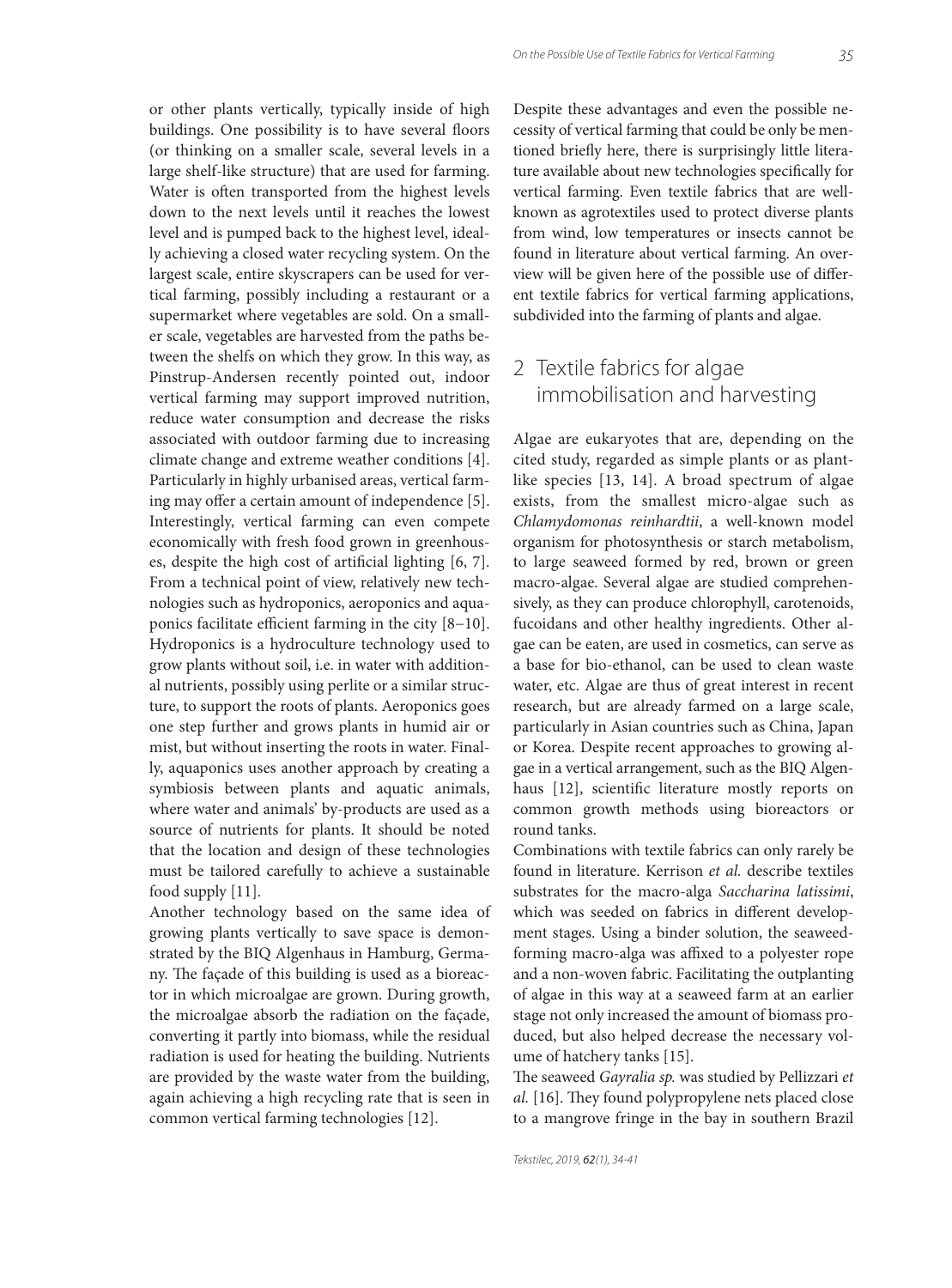or other plants vertically, typically inside of high buildings. One possibility is to have several floors (or thinking on a smaller scale, several levels in a large shelf-like structure) that are used for farming. Water is often transported from the highest levels down to the next levels until it reaches the lowest level and is pumped back to the highest level, ideally achieving a closed water recycling system. On the largest scale, entire skyscrapers can be used for vertical farming, possibly including a restaurant or a supermarket where vegetables are sold. On a smaller scale, vegetables are harvested from the paths between the shelfs on which they grow. In this way, as Pinstrup-Andersen recently pointed out, indoor vertical farming may support improved nutrition, reduce water consumption and decrease the risks associated with outdoor farming due to increasing climate change and extreme weather conditions [4]. Particularly in highly urbanised areas, vertical farming may offer a certain amount of independence [5]. Interestingly, vertical farming can even compete economically with fresh food grown in greenhouses, despite the high cost of artificial lighting [6, 7]. From a technical point of view, relatively new technologies such as hydroponics, aeroponics and aquaponics facilitate efficient farming in the city [8–10]. Hydroponics is a hydroculture technology used to grow plants without soil, i.e. in water with additional nutrients, possibly using perlite or a similar structure, to support the roots of plants. Aeroponics goes one step further and grows plants in humid air or mist, but without inserting the roots in water. Finally, aquaponics uses another approach by creating a symbiosis between plants and aquatic animals, where water and animals' by-products are used as a source of nutrients for plants. It should be noted that the location and design of these technologies must be tailored carefully to achieve a sustainable food supply [11].

Another technology based on the same idea of growing plants vertically to save space is demonstrated by the BIQ Algenhaus in Hamburg, Germany. The façade of this building is used as a bioreactor in which microalgae are grown. During growth, the microalgae absorb the radiation on the façade, converting it partly into biomass, while the residual radiation is used for heating the building. Nutrients are provided by the waste water from the building, again achieving a high recycling rate that is seen in common vertical farming technologies [12].

Despite these advantages and even the possible necessity of vertical farming that could be only be mentioned briefly here, there is surprisingly little literature available about new technologies specifically for vertical farming. Even textile fabrics that are well-known as agrotextiles used to protect diverse plants from wind, low temperatures or insects cannot be found in literature about vertical farming. An overview will be given here of the possible use of different textile fabrics for vertical farming applications, subdivided into the farming of plants and algae.

## 2 Textile fabrics for algae immobilisation and harvesting

Algae are eukaryotes that are, depending on the cited study, regarded as simple plants or as plant-like species [13, 14]. A broad spectrum of algae exists, from the smallest micro-algae such as *Chlamydomonas reinhardtii*, a well-known model organism for photosynthesis or starch metabolism, to large seaweed formed by red, brown or green macro-algae. Several algae are studied comprehensively, as they can produce chlorophyll, carotenoids, fucoidans and other healthy ingredients. Other algae can be eaten, are used in cosmetics, can serve as a base for bio-ethanol, can be used to clean waste water, etc. Algae are thus of great interest in recent research, but are already farmed on a large scale, particularly in Asian countries such as China, Japan or Korea. Despite recent approaches to growing algae in a vertical arrangement, such as the BIQ Algenhaus [12], scientific literature mostly reports on common growth methods using bioreactors or round tanks.

Combinations with textile fabrics can only rarely be found in literature. Kerrison *et al.* describe textiles substrates for the macro-alga *Saccharina latissimi*, which was seeded on fabrics in different development stages. Using a binder solution, the seaweed-forming macro-alga was affixed to a polyester rope and a non-woven fabric. Facilitating the outplanting of algae in this way at a seaweed farm at an earlier stage not only increased the amount of biomass produced, but also helped decrease the necessary volume of hatchery tanks [15].

The seaweed *Gayralia sp.* was studied by Pellizzari *et al.* [16]. They found polypropylene nets placed close to a mangrove fringe in the bay in southern Brazil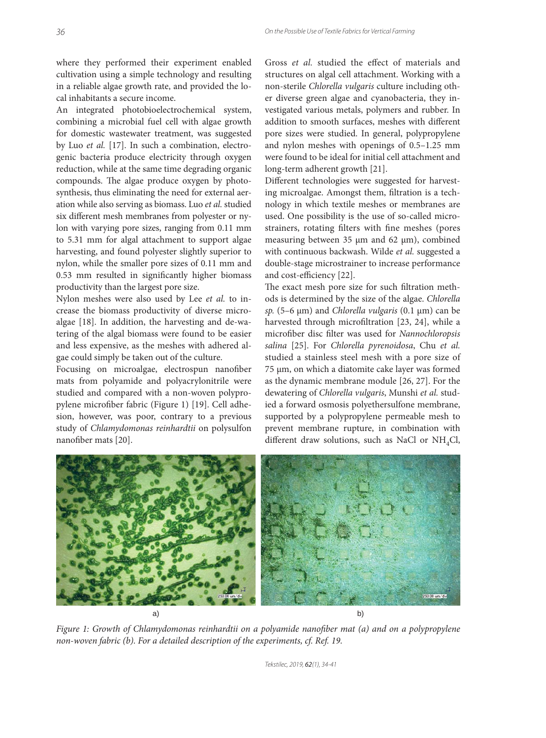where they performed their experiment enabled cultivation using a simple technology and resulting in a reliable algae growth rate, and provided the local inhabitants a secure income.

An integrated photobioelectrochemical system, combining a microbial fuel cell with algae growth for domestic wastewater treatment, was suggested by Luo *et al.* [17]. In such a combination, electrogenic bacteria produce electricity through oxygen reduction, while at the same time degrading organic compounds. The algae produce oxygen by photosynthesis, thus eliminating the need for external aeration while also serving as biomass. Luo *et al.* studied six different mesh membranes from polyester or nylon with varying pore sizes, ranging from 0.11 mm to 5.31 mm for algal attachment to support algae harvesting, and found polyester slightly superior to nylon, while the smaller pore sizes of 0.11 mm and 0.53 mm resulted in significantly higher biomass productivity than the largest pore size.

Nylon meshes were also used by Lee *et al.* to increase the biomass productivity of diverse microalgae [18]. In addition, the harvesting and de-watering of the algal biomass were found to be easier and less expensive, as the meshes with adhered algae could simply be taken out of the culture.

Focusing on microalgae, electrospun nanofiber mats from polyamide and polyacrylonitrile were studied and compared with a non-woven polypropylene microfiber fabric (Figure 1) [19]. Cell adhesion, however, was poor, contrary to a previous study of *Chlamydomonas reinhardtii* on polysulfon nanofiber mats [20].

Gross *et al.* studied the effect of materials and structures on algal cell attachment. Working with a non-sterile *Chlorella vulgaris* culture including other diverse green algae and cyanobacteria, they investigated various metals, polymers and rubber. In addition to smooth surfaces, meshes with different pore sizes were studied. In general, polypropylene and nylon meshes with openings of 0.5–1.25 mm were found to be ideal for initial cell attachment and long-term adherent growth [21].

Different technologies were suggested for harvesting microalgae. Amongst them, filtration is a technology in which textile meshes or membranes are used. One possibility is the use of so-called microstrainers, rotating filters with fine meshes (pores measuring between 35 µm and 62 µm), combined with continuous backwash. Wilde *et al.* suggested a double-stage microstrainer to increase performance and cost-efficiency [22].

The exact mesh pore size for such filtration methods is determined by the size of the algae. *Chlorella sp.* (5–6 µm) and *Chlorella vulgaris* (0.1 µm) can be harvested through microfiltration [23, 24], while a microfiber disc filter was used for *Nannochloropsis salina* [25]. For *Chlorella pyrenoidosa*, Chu *et al.* studied a stainless steel mesh with a pore size of 75 µm, on which a diatomite cake layer was formed as the dynamic membrane module [26, 27]. For the dewatering of *Chlorella vulgaris*, Munshi *et al.* studied a forward osmosis polyethersulfone membrane, supported by a polypropylene permeable mesh to prevent membrane rupture, in combination with different draw solutions, such as NaCl or $NH_4Cl$,

*Figure 1: Growth of Chlamydomonas reinhardtii on a polyamide nanofiber mat (a) and on a polypropylene non-woven fabric (b). For a detailed description of the experiments, cf. Ref. 19.*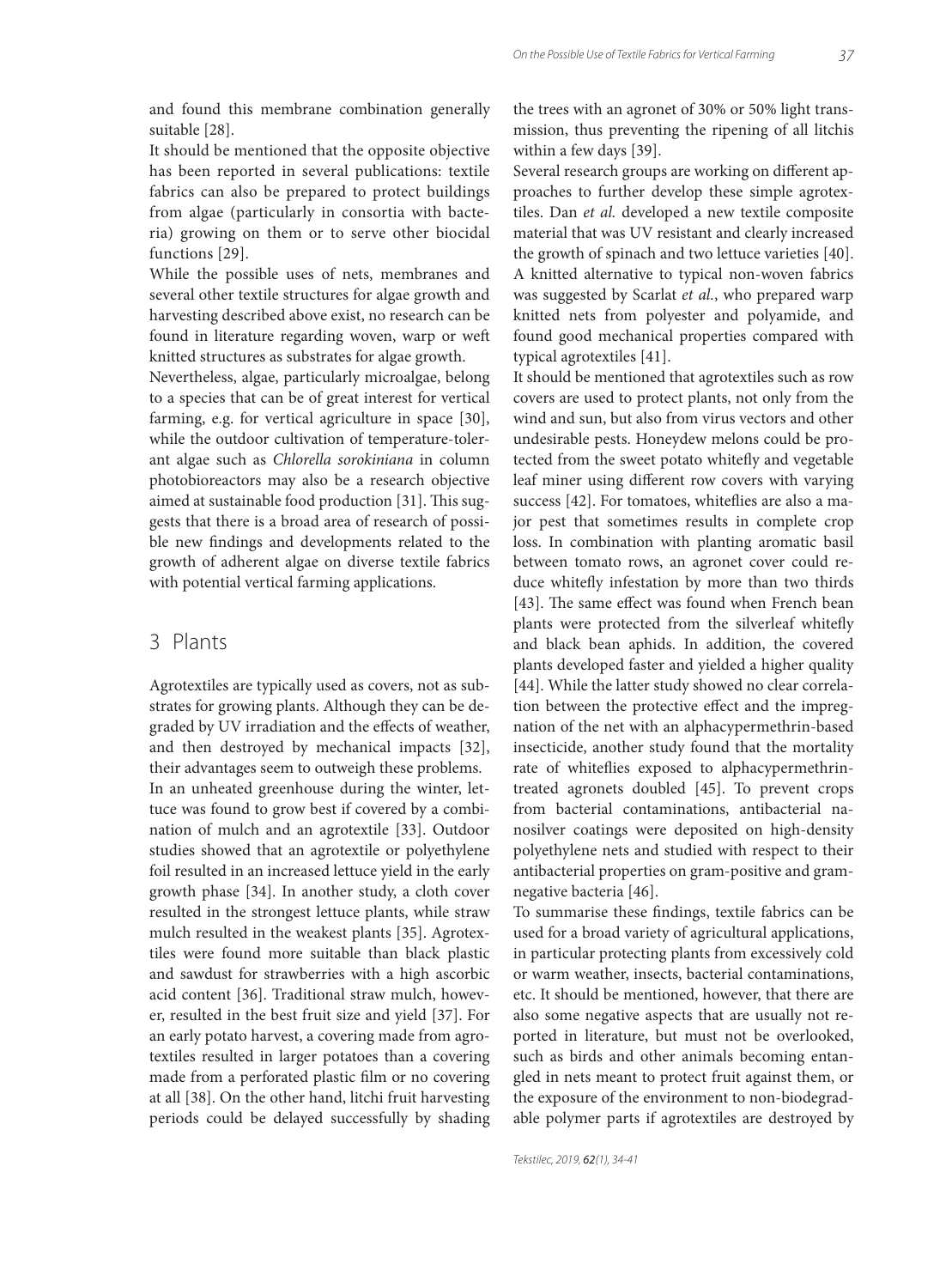and found this membrane combination generally suitable [28].

It should be mentioned that the opposite objective has been reported in several publications: textile fabrics can also be prepared to protect buildings from algae (particularly in consortia with bacteria) growing on them or to serve other biocidal functions [29].

While the possible uses of nets, membranes and several other textile structures for algae growth and harvesting described above exist, no research can be found in literature regarding woven, warp or weft knitted structures as substrates for algae growth.

Nevertheless, algae, particularly microalgae, belong to a species that can be of great interest for vertical farming, e.g. for vertical agriculture in space [30], while the outdoor cultivation of temperature-tolerant algae such as *Chlorella sorokiniana* in column photobioreactors may also be a research objective aimed at sustainable food production [31]. This suggests that there is a broad area of research of possible new findings and developments related to the growth of adherent algae on diverse textile fabrics with potential vertical farming applications.

## 3 Plants

Agrotextiles are typically used as covers, not as substrates for growing plants. Although they can be degraded by UV irradiation and the effects of weather, and then destroyed by mechanical impacts [32], their advantages seem to outweigh these problems.

In an unheated greenhouse during the winter, lettuce was found to grow best if covered by a combination of mulch and an agrotextile [33]. Outdoor studies showed that an agrotextile or polyethylene foil resulted in an increased lettuce yield in the early growth phase [34]. In another study, a cloth cover resulted in the strongest lettuce plants, while straw mulch resulted in the weakest plants [35]. Agrotextiles were found more suitable than black plastic and sawdust for strawberries with a high ascorbic acid content [36]. Traditional straw mulch, however, resulted in the best fruit size and yield [37]. For an early potato harvest, a covering made from agrotextiles resulted in larger potatoes than a covering made from a perforated plastic film or no covering at all [38]. On the other hand, litchi fruit harvesting periods could be delayed successfully by shading the trees with an agronet of 30% or 50% light transmission, thus preventing the ripening of all litchis within a few days [39].

Several research groups are working on different approaches to further develop these simple agrotextiles. Dan *et al.* developed a new textile composite material that was UV resistant and clearly increased the growth of spinach and two lettuce varieties [40]. A knitted alternative to typical non-woven fabrics was suggested by Scarlat *et al.*, who prepared warp knitted nets from polyester and polyamide, and found good mechanical properties compared with typical agrotextiles [41].

It should be mentioned that agrotextiles such as row covers are used to protect plants, not only from the wind and sun, but also from virus vectors and other undesirable pests. Honeydew melons could be protected from the sweet potato whitefly and vegetable leaf miner using different row covers with varying success [42]. For tomatoes, whiteflies are also a major pest that sometimes results in complete crop loss. In combination with planting aromatic basil between tomato rows, an agronet cover could reduce whitefly infestation by more than two thirds [43]. The same effect was found when French bean plants were protected from the silverleaf whitefly and black bean aphids. In addition, the covered plants developed faster and yielded a higher quality [44]. While the latter study showed no clear correlation between the protective effect and the impregnation of the net with an alphacypermethrin-based insecticide, another study found that the mortality rate of whiteflies exposed to alphacypermethrin-treated agronets doubled [45]. To prevent crops from bacterial contaminations, antibacterial nanosilver coatings were deposited on high-density polyethylene nets and studied with respect to their antibacterial properties on gram-positive and gram-negative bacteria [46].

To summarise these findings, textile fabrics can be used for a broad variety of agricultural applications, in particular protecting plants from excessively cold or warm weather, insects, bacterial contaminations, etc. It should be mentioned, however, that there are also some negative aspects that are usually not reported in literature, but must not be overlooked, such as birds and other animals becoming entangled in nets meant to protect fruit against them, or the exposure of the environment to non-biodegradable polymer parts if agrotextiles are destroyed by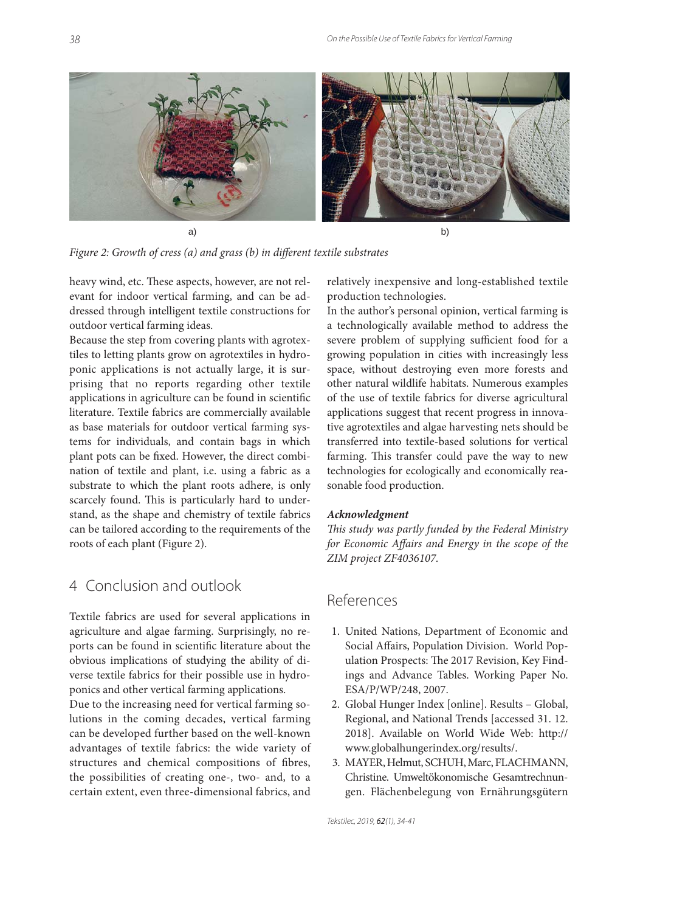a) b)

*Figure 2: Growth of cress (a) and grass (b) in different textile substrates*

heavy wind, etc. These aspects, however, are not relevant for indoor vertical farming, and can be addressed through intelligent textile constructions for outdoor vertical farming ideas.

Because the step from covering plants with agrotextiles to letting plants grow on agrotextiles in hydroponic applications is not actually large, it is surprising that no reports regarding other textile applications in agriculture can be found in scientific literature. Textile fabrics are commercially available as base materials for outdoor vertical farming systems for individuals, and contain bags in which plant pots can be fixed. However, the direct combination of textile and plant, i.e. using a fabric as a substrate to which the plant roots adhere, is only scarcely found. This is particularly hard to understand, as the shape and chemistry of textile fabrics can be tailored according to the requirements of the roots of each plant (Figure 2).

## 4 Conclusion and outlook

Textile fabrics are used for several applications in agriculture and algae farming. Surprisingly, no reports can be found in scientific literature about the obvious implications of studying the ability of diverse textile fabrics for their possible use in hydroponics and other vertical farming applications.

Due to the increasing need for vertical farming solutions in the coming decades, vertical farming can be developed further based on the well-known advantages of textile fabrics: the wide variety of structures and chemical compositions of fibres, the possibilities of creating one-, two- and, to a certain extent, even three-dimensional fabrics, and relatively inexpensive and long-established textile production technologies.

In the author's personal opinion, vertical farming is a technologically available method to address the severe problem of supplying sufficient food for a growing population in cities with increasingly less space, without destroying even more forests and other natural wildlife habitats. Numerous examples of the use of textile fabrics for diverse agricultural applications suggest that recent progress in innovative agrotextiles and algae harvesting nets should be transferred into textile-based solutions for vertical farming. This transfer could pave the way to new technologies for ecologically and economically reasonable food production.

### *Acknowledgment*

*This study was partly funded by the Federal Ministry for Economic Affairs and Energy in the scope of the ZIM project ZF4036107.*

## References

1. United Nations, Department of Economic and Social Affairs, Population Division. World Population Prospects: The 2017 Revision, Key Findings and Advance Tables. Working Paper No. ESA/P/WP/248, 2007.
2. Global Hunger Index [online]. Results – Global, Regional, and National Trends [accessed 31. 12. 2018]. Available on World Wide Web: http://www.globalhungerindex.org/results/.
3. MAYER, Helmut, SCHUH, Marc, FLACHMANN, Christine. Umweltökonomische Gesamtrechnungen. Flächenbelegung von Ernährungsgütern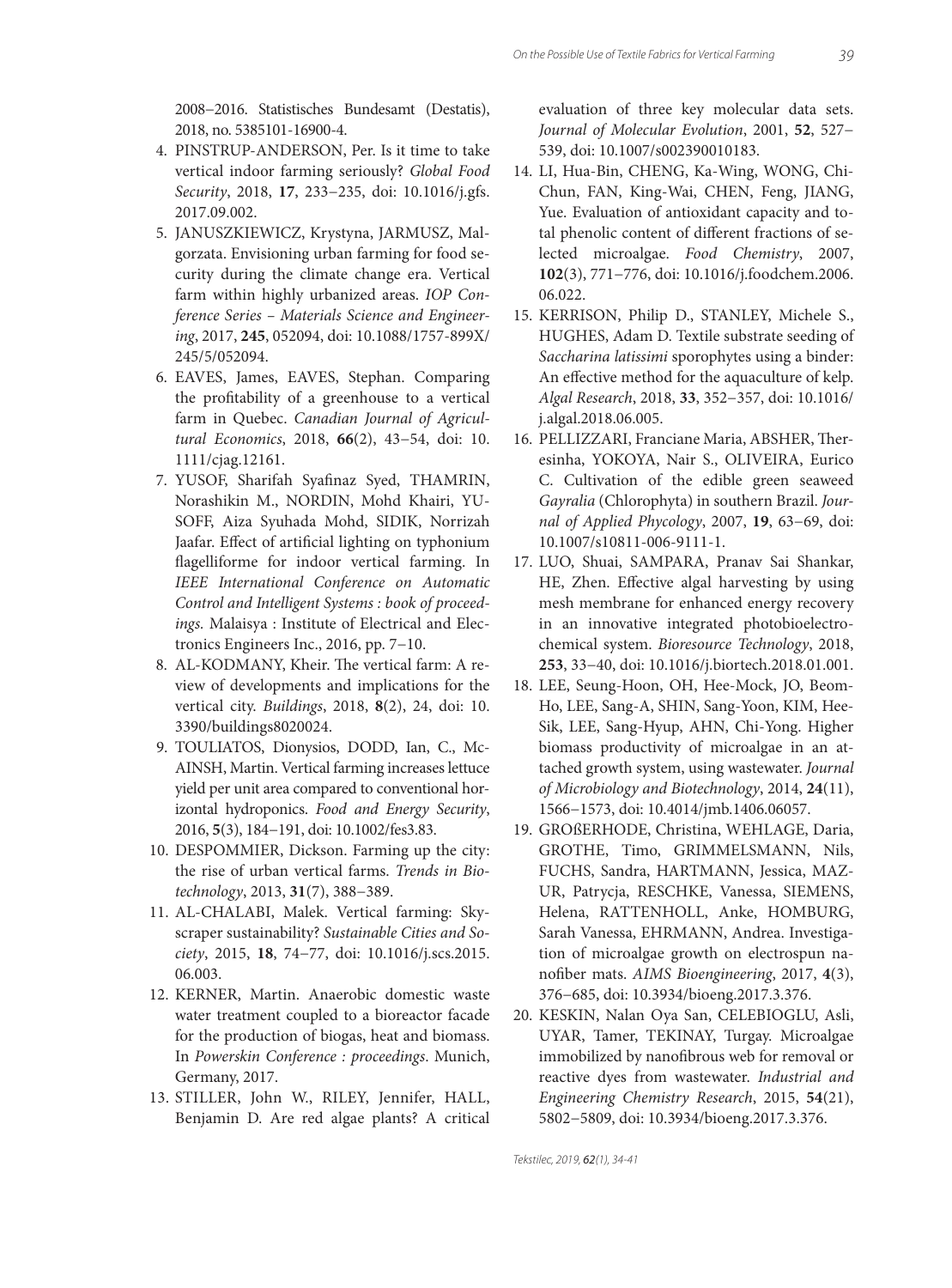2008–2016. Statistisches Bundesamt (Destatis), 2018, no. 5385101-16900-4.

4. PINSTRUP-ANDERSON, Per. Is it time to take vertical indoor farming seriously? *Global Food Security*, 2018, **17**, 233–235, doi: 10.1016/j.gfs.2017.09.002.
5. JANUSZKIEWICZ, Krystyna, JARMUSZ, Malgorzata. Envisioning urban farming for food security during the climate change era. Vertical farm within highly urbanized areas. *IOP Conference Series – Materials Science and Engineering*, 2017, **245**, 052094, doi: 10.1088/1757-899X/245/5/052094.
6. EAVES, James, EAVES, Stephan. Comparing the profitability of a greenhouse to a vertical farm in Quebec. *Canadian Journal of Agricultural Economics*, 2018, **66**(2), 43–54, doi: 10.1111/cjag.12161.
7. YUSOF, Sharifah Syafinaz Syed, THAMRIN, Norashikin M., NORDIN, Mohd Khairi, YUSOFF, Aiza Syuhada Mohd, SIDIK, Norrizah Jaafar. Effect of artificial lighting on typhonium flagelliforme for indoor vertical farming. In *IEEE International Conference on Automatic Control and Intelligent Systems : book of proceedings*. Malaisya : Institute of Electrical and Electronics Engineers Inc., 2016, pp. 7–10.
8. AL-KODMANY, Kheir. The vertical farm: A review of developments and implications for the vertical city. *Buildings*, 2018, **8**(2), 24, doi: 10.3390/buildings8020024.
9. TOULIATOS, Dionysios, DODD, Ian, C., McAINSH, Martin. Vertical farming increases lettuce yield per unit area compared to conventional horizontal hydroponics. *Food and Energy Security*, 2016, **5**(3), 184–191, doi: 10.1002/fes3.83.
10. DESPOMMIER, Dickson. Farming up the city: the rise of urban vertical farms. *Trends in Biotechnology*, 2013, **31**(7), 388–389.
11. AL-CHALABI, Malek. Vertical farming: Skyscraper sustainability? *Sustainable Cities and Society*, 2015, **18**, 74–77, doi: 10.1016/j.scs.2015.06.003.
12. KERNER, Martin. Anaerobic domestic waste water treatment coupled to a bioreactor facade for the production of biogas, heat and biomass. In *Powerskin Conference : proceedings*. Munich, Germany, 2017.
13. STILLER, John W., RILEY, Jennifer, HALL, Benjamin D. Are red algae plants? A critical evaluation of three key molecular data sets. *Journal of Molecular Evolution*, 2001, **52**, 527–539, doi: 10.1007/s002390010183.
14. LI, Hua-Bin, CHENG, Ka-Wing, WONG, Chi-Chun, FAN, King-Wai, CHEN, Feng, JIANG, Yue. Evaluation of antioxidant capacity and total phenolic content of different fractions of selected microalgae. *Food Chemistry*, 2007, **102**(3), 771–776, doi: 10.1016/j.foodchem.2006.06.022.
15. KERRISON, Philip D., STANLEY, Michele S., HUGHES, Adam D. Textile substrate seeding of *Saccharina latissimi* sporophytes using a binder: An effective method for the aquaculture of kelp. *Algal Research*, 2018, **33**, 352–357, doi: 10.1016/j.algal.2018.06.005.
16. PELLIZZARI, Franciane Maria, ABSHER, Theresinha, YOKOYA, Nair S., OLIVEIRA, Eurico C. Cultivation of the edible green seaweed *Gayralia* (Chlorophyta) in southern Brazil. *Journal of Applied Phycology*, 2007, **19**, 63–69, doi: 10.1007/s10811-006-9111-1.
17. LUO, Shuai, SAMPARA, Pranav Sai Shankar, HE, Zhen. Effective algal harvesting by using mesh membrane for enhanced energy recovery in an innovative integrated photobioelectrochemical system. *Bioresource Technology*, 2018, **253**, 33–40, doi: 10.1016/j.biortech.2018.01.001.
18. LEE, Seung-Hoon, OH, Hee-Mock, JO, Beom-Ho, LEE, Sang-A, SHIN, Sang-Yoon, KIM, Hee-Sik, LEE, Sang-Hyup, AHN, Chi-Yong. Higher biomass productivity of microalgae in an attached growth system, using wastewater. *Journal of Microbiology and Biotechnology*, 2014, **24**(11), 1566–1573, doi: 10.4014/jmb.1406.06057.
19. GROßERHODE, Christina, WEHLAGE, Daria, GROTHE, Timo, GRIMMELSMANN, Nils, FUCHS, Sandra, HARTMANN, Jessica, MAZUR, Patrycja, RESCHKE, Vanessa, SIEMENS, Helena, RATTENHOLL, Anke, HOMBURG, Sarah Vanessa, EHRMANN, Andrea. Investigation of microalgae growth on electrospun nanofiber mats. *AIMS Bioengineering*, 2017, **4**(3), 376–685, doi: 10.3934/bioeng.2017.3.376.
20. KESKIN, Nalan Oya San, CELEBIOGLU, Asli, UYAR, Tamer, TEKINAY, Turgay. Microalgae immobilized by nanofibrous web for removal or reactive dyes from wastewater. *Industrial and Engineering Chemistry Research*, 2015, **54**(21), 5802–5809, doi: 10.3934/bioeng.2017.3.376.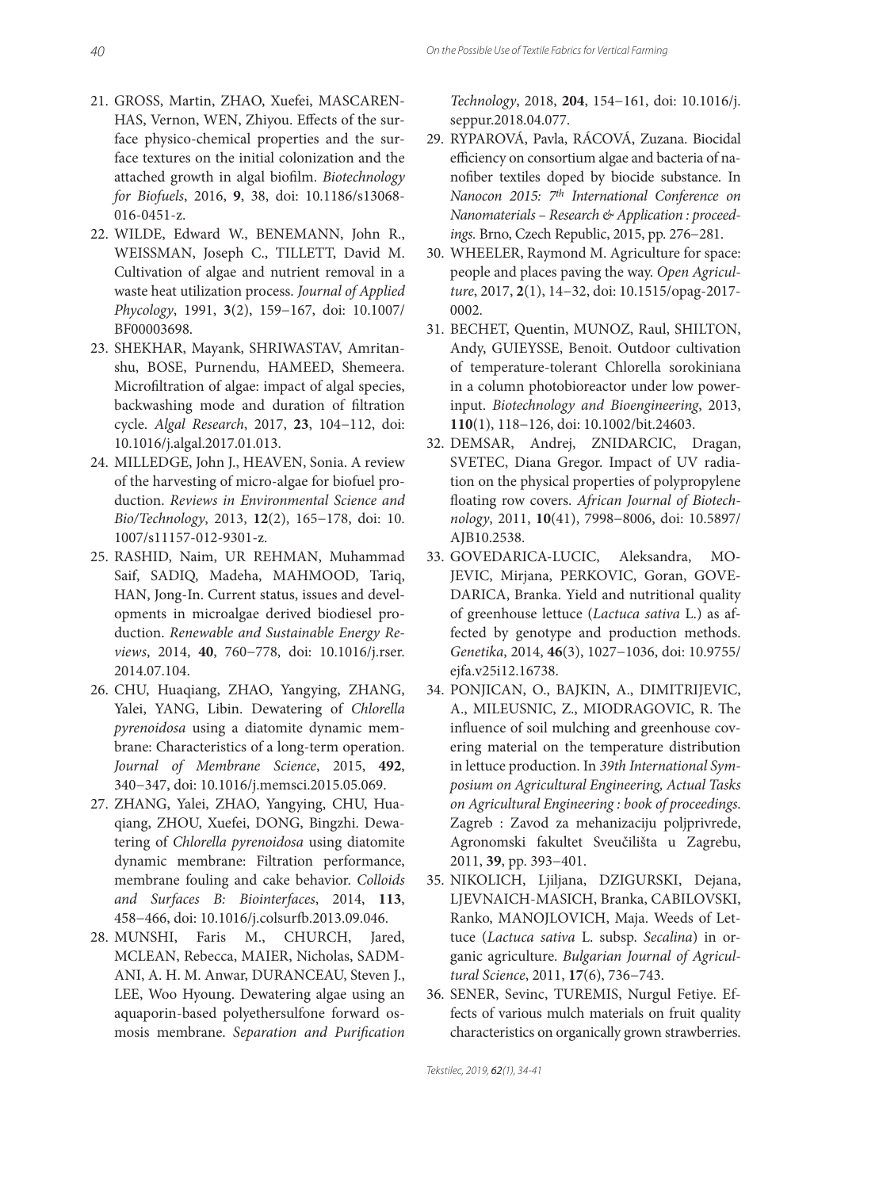21. GROSS, Martin, ZHAO, Xuefei, MASCARENHAS, Vernon, WEN, Zhiyou. Effects of the surface physico-chemical properties and the surface textures on the initial colonization and the attached growth in algal biofilm. *Biotechnology for Biofuels*, 2016, **9**, 38, doi: 10.1186/s13068-016-0451-z.
22. WILDE, Edward W., BENEMANN, John R., WEISSMAN, Joseph C., TILLETT, David M. Cultivation of algae and nutrient removal in a waste heat utilization process. *Journal of Applied Phycology*, 1991, **3**(2), 159−167, doi: 10.1007/BF00003698.
23. SHEKHAR, Mayank, SHRIWASTAV, Amritanshu, BOSE, Purnendu, HAMEED, Shemeera. Microfiltration of algae: impact of algal species, backwashing mode and duration of filtration cycle. *Algal Research*, 2017, **23**, 104−112, doi: 10.1016/j.algal.2017.01.013.
24. MILLEDGE, John J., HEAVEN, Sonia. A review of the harvesting of micro-algae for biofuel production. *Reviews in Environmental Science and Bio/Technology*, 2013, **12**(2), 165−178, doi: 10.1007/s11157-012-9301-z.
25. RASHID, Naim, UR REHMAN, Muhammad Saif, SADIQ, Madeha, MAHMOOD, Tariq, HAN, Jong-In. Current status, issues and developments in microalgae derived biodiesel production. *Renewable and Sustainable Energy Reviews*, 2014, **40**, 760−778, doi: 10.1016/j.rser.2014.07.104.
26. CHU, Huaqiang, ZHAO, Yangying, ZHANG, Yalei, YANG, Libin. Dewatering of *Chlorella pyrenoidosa* using a diatomite dynamic membrane: Characteristics of a long-term operation. *Journal of Membrane Science*, 2015, **492**, 340−347, doi: 10.1016/j.memsci.2015.05.069.
27. ZHANG, Yalei, ZHAO, Yangying, CHU, Huaqiang, ZHOU, Xuefei, DONG, Bingzhi. Dewatering of *Chlorella pyrenoidosa* using diatomite dynamic membrane: Filtration performance, membrane fouling and cake behavior. *Colloids and Surfaces B: Biointerfaces*, 2014, **113**, 458−466, doi: 10.1016/j.colsurfb.2013.09.046.
28. MUNSHI, Faris M., CHURCH, Jared, MCLEAN, Rebecca, MAIER, Nicholas, SADMANI, A. H. M. Anwar, DURANCEAU, Steven J., LEE, Woo Hyoung. Dewatering algae using an aquaporin-based polyethersulfone forward osmosis membrane. *Separation and Purification Technology*, 2018, **204**, 154−161, doi: 10.1016/j.seppur.2018.04.077.
29. RYPAROVÁ, Pavla, RÁCOVÁ, Zuzana. Biocidal efficiency on consortium algae and bacteria of nanofiber textiles doped by biocide substance. In *Nanocon 2015: 7th International Conference on Nanomaterials – Research & Application : proceedings.* Brno, Czech Republic, 2015, pp. 276−281.
30. WHEELER, Raymond M. Agriculture for space: people and places paving the way. *Open Agriculture*, 2017, **2**(1), 14−32, doi: 10.1515/opag-2017-0002.
31. BECHET, Quentin, MUNOZ, Raul, SHILTON, Andy, GUIEYSSE, Benoit. Outdoor cultivation of temperature-tolerant Chlorella sorokiniana in a column photobioreactor under low power-input. *Biotechnology and Bioengineering*, 2013, **110**(1), 118−126, doi: 10.1002/bit.24603.
32. DEMSAR, Andrej, ZNIDARCIC, Dragan, SVETEC, Diana Gregor. Impact of UV radiation on the physical properties of polypropylene floating row covers. *African Journal of Biotechnology*, 2011, **10**(41), 7998−8006, doi: 10.5897/AJB10.2538.
33. GOVEDARICA-LUCIC, Aleksandra, MOJEVIC, Mirjana, PERKOVIC, Goran, GOVEDARICA, Branka. Yield and nutritional quality of greenhouse lettuce (*Lactuca sativa* L.) as affected by genotype and production methods. *Genetika*, 2014, **46**(3), 1027−1036, doi: 10.9755/ejfa.v25i12.16738.
34. PONJICAN, O., BAJKIN, A., DIMITRIJEVIC, A., MILEUSNIC, Z., MIODRAGOVIC, R. The influence of soil mulching and greenhouse covering material on the temperature distribution in lettuce production. In *39th International Symposium on Agricultural Engineering, Actual Tasks on Agricultural Engineering : book of proceedings*. Zagreb : Zavod za mehanizaciju poljprivrede, Agronomski fakultet Sveučilišta u Zagrebu, 2011, **39**, pp. 393−401.
35. NIKOLICH, Ljiljana, DZIGURSKI, Dejana, LJEVNAICH-MASICH, Branka, CABILOVSKI, Ranko, MANOJLOVICH, Maja. Weeds of Lettuce (*Lactuca sativa* L. subsp. *Secalina*) in organic agriculture. *Bulgarian Journal of Agricultural Science*, 2011, **17**(6), 736−743.
36. SENER, Sevinc, TUREMIS, Nurgul Fetiye. Effects of various mulch materials on fruit quality characteristics on organically grown strawberries.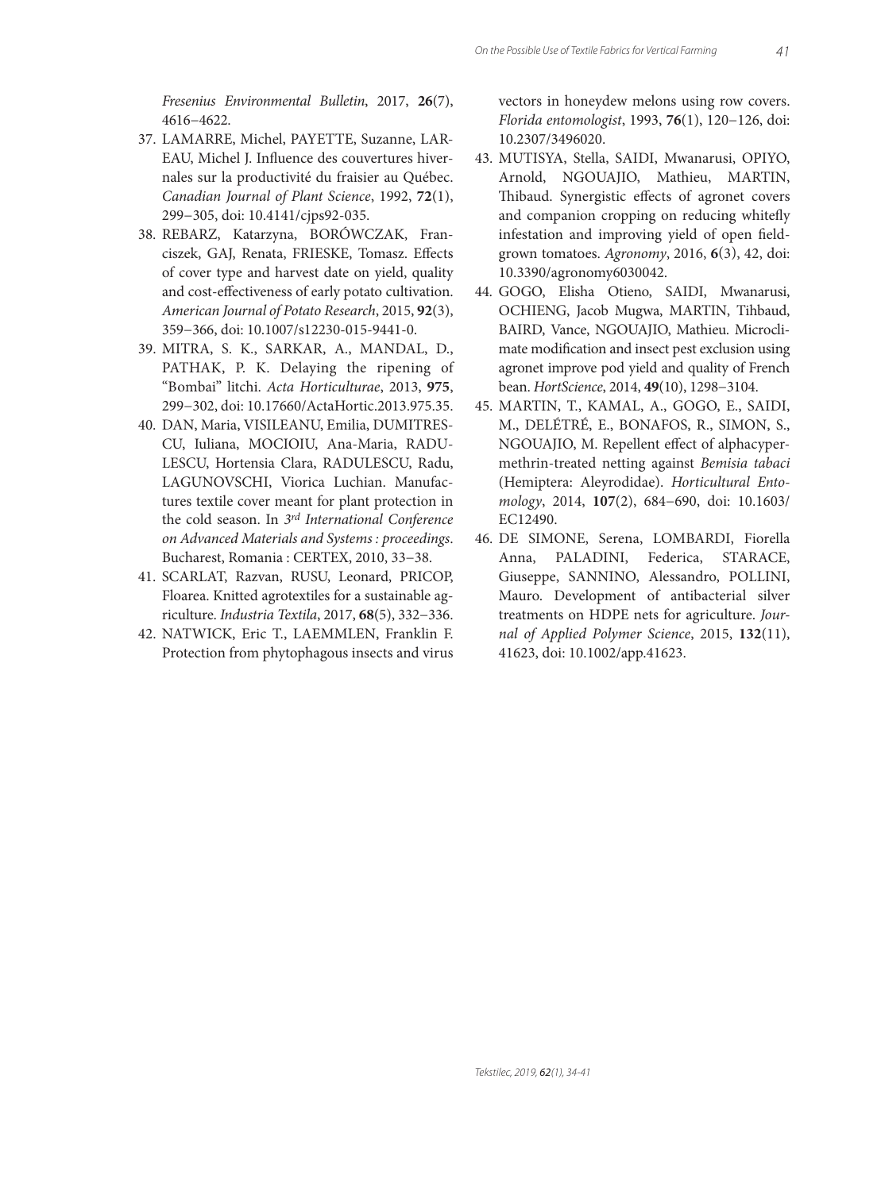*Fresenius Environmental Bulletin*, 2017, **26**(7), 4616−4622.

37. LAMARRE, Michel, PAYETTE, Suzanne, LAREAU, Michel J. Influence des couvertures hivernales sur la productivité du fraisier au Québec. *Canadian Journal of Plant Science*, 1992, **72**(1), 299−305, doi: 10.4141/cjps92-035.
38. REBARZ, Katarzyna, BORÓWCZAK, Franciszek, GAJ, Renata, FRIESKE, Tomasz. Effects of cover type and harvest date on yield, quality and cost-effectiveness of early potato cultivation. *American Journal of Potato Research*, 2015, **92**(3), 359−366, doi: 10.1007/s12230-015-9441-0.
39. MITRA, S. K., SARKAR, A., MANDAL, D., PATHAK, P. K. Delaying the ripening of "Bombai" litchi. *Acta Horticulturae*, 2013, **975**, 299−302, doi: 10.17660/ActaHortic.2013.975.35.
40. DAN, Maria, VISILEANU, Emilia, DUMITRESCU, Iuliana, MOCIOIU, Ana-Maria, RADULESCU, Hortensia Clara, RADULESCU, Radu, LAGUNOVSCHI, Viorica Luchian. Manufactures textile cover meant for plant protection in the cold season. In *3rd International Conference on Advanced Materials and Systems : proceedings*. Bucharest, Romania : CERTEX, 2010, 33−38.
41. SCARLAT, Razvan, RUSU, Leonard, PRICOP, Floarea. Knitted agrotextiles for a sustainable agriculture. *Industria Textila*, 2017, **68**(5), 332−336.
42. NATWICK, Eric T., LAEMMLEN, Franklin F. Protection from phytophagous insects and virus vectors in honeydew melons using row covers. *Florida entomologist*, 1993, **76**(1), 120−126, doi: 10.2307/3496020.
43. MUTISYA, Stella, SAIDI, Mwanarusi, OPIYO, Arnold, NGOUAJIO, Mathieu, MARTIN, Thibaud. Synergistic effects of agronet covers and companion cropping on reducing whitefly infestation and improving yield of open field-grown tomatoes. *Agronomy*, 2016, **6**(3), 42, doi: 10.3390/agronomy6030042.
44. GOGO, Elisha Otieno, SAIDI, Mwanarusi, OCHIENG, Jacob Mugwa, MARTIN, Tihbaud, BAIRD, Vance, NGOUAJIO, Mathieu. Microclimate modification and insect pest exclusion using agronet improve pod yield and quality of French bean. *HortScience*, 2014, **49**(10), 1298−3104.
45. MARTIN, T., KAMAL, A., GOGO, E., SAIDI, M., DELÉTRÉ, E., BONAFOS, R., SIMON, S., NGOUAJIO, M. Repellent effect of alphacypermethrin-treated netting against *Bemisia tabaci* (Hemiptera: Aleyrodidae). *Horticultural Entomology*, 2014, **107**(2), 684−690, doi: 10.1603/EC12490.
46. DE SIMONE, Serena, LOMBARDI, Fiorella Anna, PALADINI, Federica, STARACE, Giuseppe, SANNINO, Alessandro, POLLINI, Mauro. Development of antibacterial silver treatments on HDPE nets for agriculture. *Journal of Applied Polymer Science*, 2015, **132**(11), 41623, doi: 10.1002/app.41623.